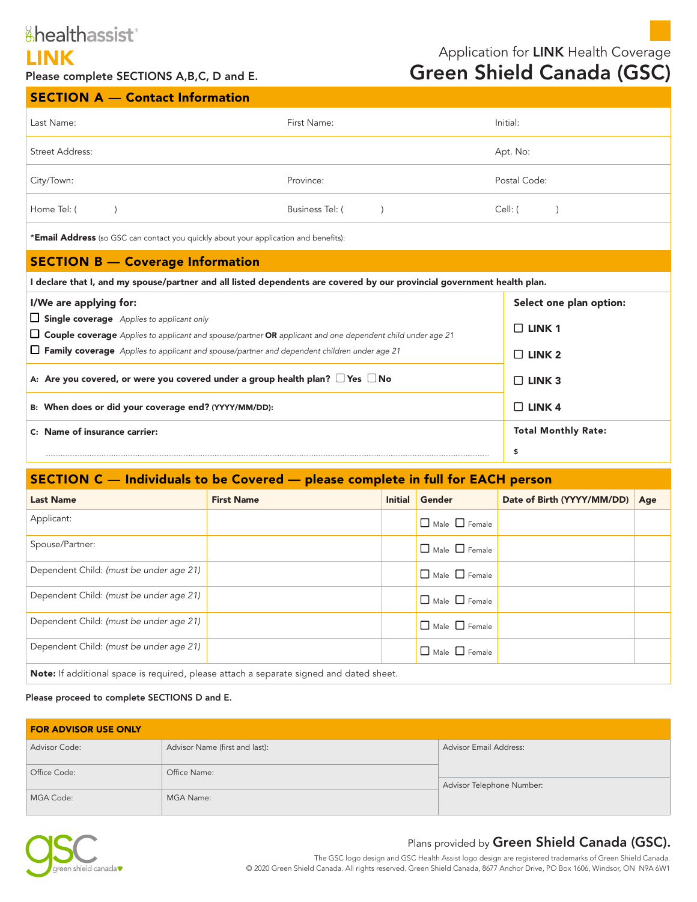gsc healthassist®

# LINK

**Please complete SECTIONS A,B,C, D and E.**

Application for **LINK** Health Coverage

# Green Shield Canada (GSC)

## SECTION A — Contact Information

| | | |
|---|---|---|
| Last Name: | First Name: | Initial: |
| Street Address: | | Apt. No: |
| City/Town: | Province: | Postal Code: |
| Home Tel: (      ) | Business Tel: (      ) | Cell: (      ) |

***Email Address** (so GSC can contact you quickly about your application and benefits):

## SECTION B — Coverage Information

**I declare that I, and my spouse/partner and all listed dependents are covered by our provincial government health plan.**

**I/We are applying for:**

- ☐ **Single coverage** *Applies to applicant only*
- ☐ **Couple coverage** *Applies to applicant and spouse/partner* **OR** *applicant and one dependent child under age 21*
- ☐ **Family coverage** *Applies to applicant and spouse/partner and dependent children under age 21*

**A: Are you covered, or were you covered under a group health plan?** ☐ **Yes** ☐ **No**

**B: When does or did your coverage end? (YYYY/MM/DD):**

**C: Name of insurance carrier:**

**Select one plan option:**

- ☐ **LINK 1**
- ☐ **LINK 2**
- ☐ **LINK 3**
- ☐ **LINK 4**

**Total Monthly Rate:**

**$**

## SECTION C — Individuals to be Covered — please complete in full for EACH person

| Last Name | First Name | Initial | Gender | Date of Birth (YYYY/MM/DD) | Age |
|---|---|---|---|---|---|
| Applicant: | | | ☐ Male ☐ Female | | |
| Spouse/Partner: | | | ☐ Male ☐ Female | | |
| Dependent Child: *(must be under age 21)* | | | ☐ Male ☐ Female | | |
| Dependent Child: *(must be under age 21)* | | | ☐ Male ☐ Female | | |
| Dependent Child: *(must be under age 21)* | | | ☐ Male ☐ Female | | |
| Dependent Child: *(must be under age 21)* | | | ☐ Male ☐ Female | | |

**Note:** If additional space is required, please attach a separate signed and dated sheet.

**Please proceed to complete SECTIONS D and E.**

### FOR ADVISOR USE ONLY

| | | |
|---|---|---|
| Advisor Code: | Advisor Name (first and last): | Advisor Email Address: |
| Office Code: | Office Name: | Advisor Telephone Number: |
| MGA Code: | MGA Name: | |

gsc green shield canada

Plans provided by **Green Shield Canada (GSC).**

The GSC logo design and GSC Health Assist logo design are registered trademarks of Green Shield Canada.
© 2020 Green Shield Canada. All rights reserved. Green Shield Canada, 8677 Anchor Drive, PO Box 1606, Windsor, ON N9A 6W1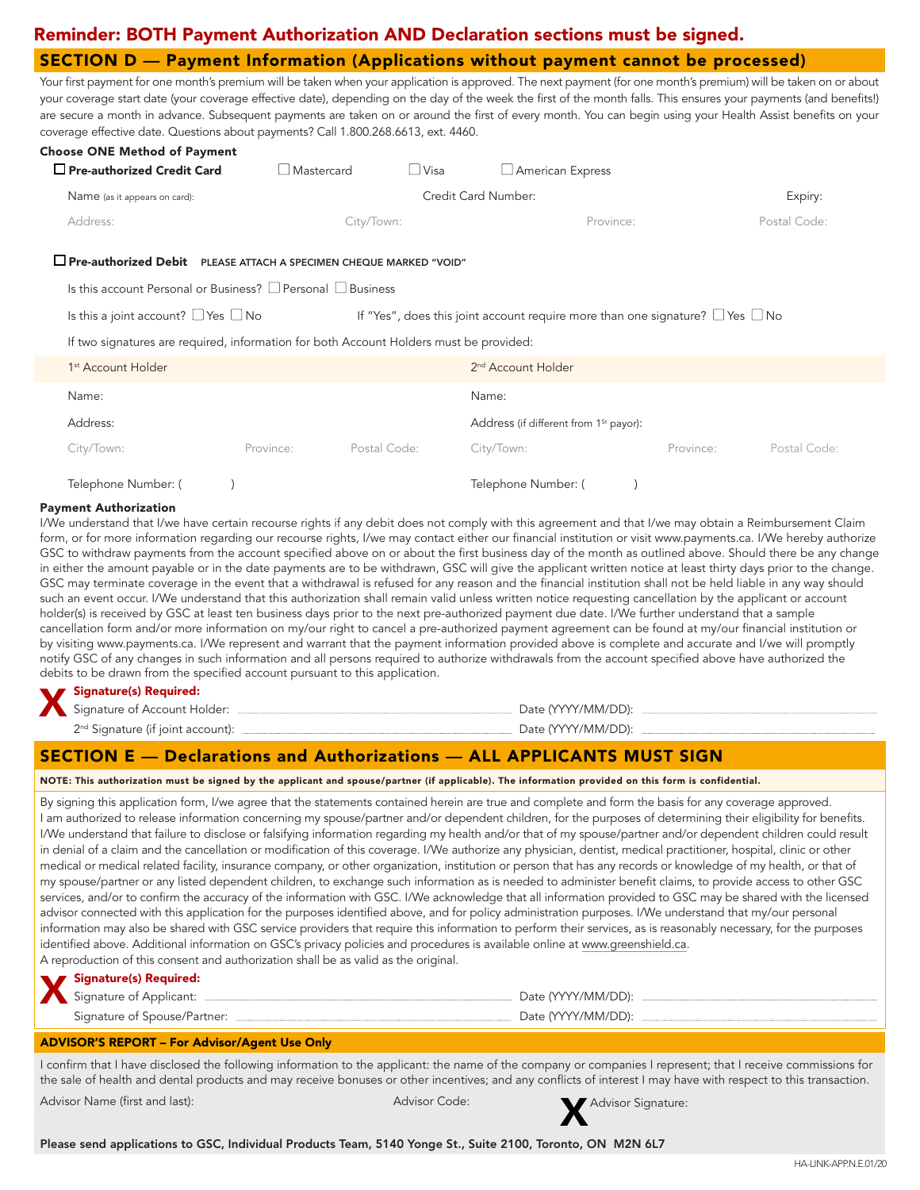**Reminder: BOTH Payment Authorization AND Declaration sections must be signed.**

## SECTION D — Payment Information (Applications without payment cannot be processed)

Your first payment for one month's premium will be taken when your application is approved. The next payment (for one month's premium) will be taken on or about your coverage start date (your coverage effective date), depending on the day of the week the first of the month falls. This ensures your payments (and benefits!) are secure a month in advance. Subsequent payments are taken on or around the first of every month. You can begin using your Health Assist benefits on your coverage effective date. Questions about payments? Call 1.800.268.6613, ext. 4460.

**Choose ONE Method of Payment**

☐ **Pre-authorized Credit Card** ☐ Mastercard ☐ Visa ☐ American Express

Name (as it appears on card): Credit Card Number: Expiry:

Address: City/Town: Province: Postal Code:

☐ **Pre-authorized Debit** PLEASE ATTACH A SPECIMEN CHEQUE MARKED "VOID"

Is this account Personal or Business? ☐ Personal ☐ Business

Is this a joint account? ☐ Yes ☐ No If "Yes", does this joint account require more than one signature? ☐ Yes ☐ No

If two signatures are required, information for both Account Holders must be provided:

| 1st Account Holder | 2nd Account Holder |
|---|---|
| Name: | Name: |
| Address: | Address (if different from 1st payor): |
| City/Town: Province: Postal Code: | City/Town: Province: Postal Code: |
| Telephone Number: ( ) | Telephone Number: ( ) |

**Payment Authorization**

I/We understand that I/we have certain recourse rights if any debit does not comply with this agreement and that I/we may obtain a Reimbursement Claim form, or for more information regarding our recourse rights, I/we may contact either our financial institution or visit www.payments.ca. I/We hereby authorize GSC to withdraw payments from the account specified above on or about the first business day of the month as outlined above. Should there be any change in either the amount payable or in the date payments are to be withdrawn, GSC will give the applicant written notice at least thirty days prior to the change. GSC may terminate coverage in the event that a withdrawal is refused for any reason and the financial institution shall not be held liable in any way should such an event occur. I/We understand that this authorization shall remain valid unless written notice requesting cancellation by the applicant or account holder(s) is received by GSC at least ten business days prior to the next pre-authorized payment due date. I/We further understand that a sample cancellation form and/or more information on my/our right to cancel a pre-authorized payment agreement can be found at my/our financial institution or by visiting www.payments.ca. I/We represent and warrant that the payment information provided above is complete and accurate and I/we will promptly notify GSC of any changes in such information and all persons required to authorize withdrawals from the account specified above have authorized the debits to be drawn from the specified account pursuant to this application.

**X Signature(s) Required:**

Signature of Account Holder: .................................... Date (YYYY/MM/DD): ....................

2nd Signature (if joint account): .................................... Date (YYYY/MM/DD): ....................

## SECTION E — Declarations and Authorizations — ALL APPLICANTS MUST SIGN

**NOTE: This authorization must be signed by the applicant and spouse/partner (if applicable). The information provided on this form is confidential.**

By signing this application form, I/we agree that the statements contained herein are true and complete and form the basis for any coverage approved. I am authorized to release information concerning my spouse/partner and/or dependent children, for the purposes of determining their eligibility for benefits. I/We understand that failure to disclose or falsifying information regarding my health and/or that of my spouse/partner and/or dependent children could result in denial of a claim and the cancellation or modification of this coverage. I/We authorize any physician, dentist, medical practitioner, hospital, clinic or other medical or medical related facility, insurance company, or other organization, institution or person that has any records or knowledge of my health, or that of my spouse/partner or any listed dependent children, to exchange such information as is needed to administer benefit claims, to provide access to other GSC services, and/or to confirm the accuracy of the information with GSC. I/We acknowledge that all information provided to GSC may be shared with the licensed advisor connected with this application for the purposes identified above, and for policy administration purposes. I/We understand that my/our personal information may also be shared with GSC service providers that require this information to perform their services, as is reasonably necessary, for the purposes identified above. Additional information on GSC's privacy policies and procedures is available online at www.greenshield.ca.
A reproduction of this consent and authorization shall be as valid as the original.

**X Signature(s) Required:**

Signature of Applicant: .................................... Date (YYYY/MM/DD): ....................

Signature of Spouse/Partner: .................................... Date (YYYY/MM/DD): ....................

### ADVISOR'S REPORT – For Advisor/Agent Use Only

I confirm that I have disclosed the following information to the applicant: the name of the company or companies I represent; that I receive commissions for the sale of health and dental products and may receive bonuses or other incentives; and any conflicts of interest I may have with respect to this transaction.

Advisor Name (first and last): Advisor Code: **X** Advisor Signature:

**Please send applications to GSC, Individual Products Team, 5140 Yonge St., Suite 2100, Toronto, ON M2N 6L7**

HA-LINK-APP.N.E.01/20